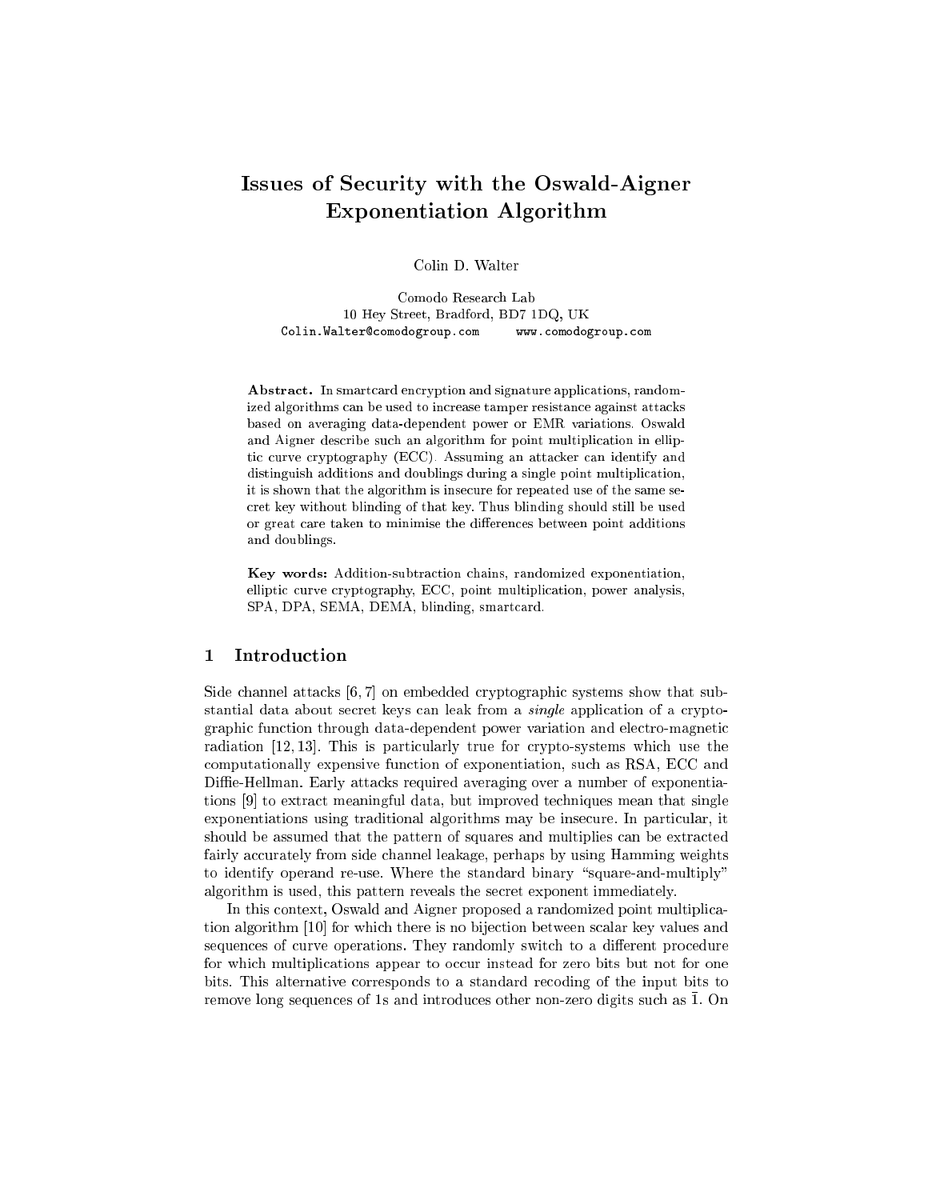# Issues of Security with the Oswald-Aigner Exponentiation Algorithm

Colin D. Walter

Comodo Research Lab  
10 Hey Street, Bradford, BD7 1DQ, UK  
Colin.Walter@comodogroup.com www.comodogroup.com

**Abstract.** In smartcard encryption and signature applications, randomized algorithms can be used to increase tamper resistance against attacks based on averaging data-dependent power or EMR variations. Oswald and Aigner describe such an algorithm for point multiplication in elliptic curve cryptography (ECC). Assuming an attacker can identify and distinguish additions and doublings during a single point multiplication, it is shown that the algorithm is insecure for repeated use of the same secret key without blinding of that key. Thus blinding should still be used or great care taken to minimise the differences between point additions and doublings.

**Key words:** Addition-subtraction chains, randomized exponentiation, elliptic curve cryptography, ECC, point multiplication, power analysis, SPA, DPA, SEMA, DEMA, blinding, smartcard.

## 1 Introduction

Side channel attacks [6, 7] on embedded cryptographic systems show that substantial data about secret keys can leak from a *single* application of a cryptographic function through data-dependent power variation and electro-magnetic radiation [12, 13]. This is particularly true for crypto-systems which use the computationally expensive function of exponentiation, such as RSA, ECC and Diffie-Hellman. Early attacks required averaging over a number of exponentiations [9] to extract meaningful data, but improved techniques mean that single exponentiations using traditional algorithms may be insecure. In particular, it should be assumed that the pattern of squares and multiplies can be extracted fairly accurately from side channel leakage, perhaps by using Hamming weights to identify operand re-use. Where the standard binary "square-and-multiply" algorithm is used, this pattern reveals the secret exponent immediately.

In this context, Oswald and Aigner proposed a randomized point multiplication algorithm [10] for which there is no bijection between scalar key values and sequences of curve operations. They randomly switch to a different procedure for which multiplications appear to occur instead for zero bits but not for one bits. This alternative corresponds to a standard recoding of the input bits to remove long sequences of 1s and introduces other non-zero digits such as $\bar{1}$. On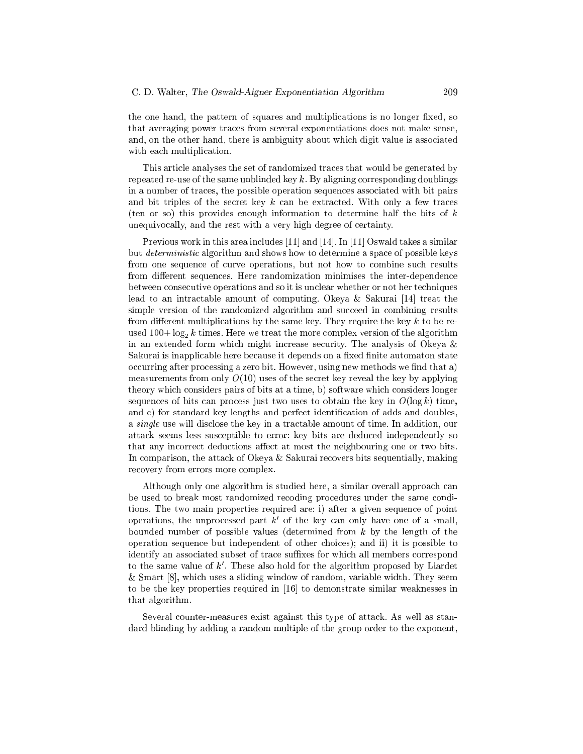the one hand, the pattern of squares and multiplications is no longer fixed, so that averaging power traces from several exponentiations does not make sense, and, on the other hand, there is ambiguity about which digit value is associated with each multiplication.

This article analyses the set of randomized traces that would be generated by repeated re-use of the same unblinded key $k$. By aligning corresponding doublings in a number of traces, the possible operation sequences associated with bit pairs and bit triples of the secret key $k$ can be extracted. With only a few traces (ten or so) this provides enough information to determine half the bits of $k$ unequivocally, and the rest with a very high degree of certainty.

Previous work in this area includes [11] and [14]. In [11] Oswald takes a similar but *deterministic* algorithm and shows how to determine a space of possible keys from one sequence of curve operations, but not how to combine such results from different sequences. Here randomization minimises the inter-dependence between consecutive operations and so it is unclear whether or not her techniques lead to an intractable amount of computing. Okeya & Sakurai [14] treat the simple version of the randomized algorithm and succeed in combining results from different multiplications by the same key. They require the key $k$ to be re-used $100+\log_2 k$ times. Here we treat the more complex version of the algorithm in an extended form which might increase security. The analysis of Okeya & Sakurai is inapplicable here because it depends on a fixed finite automaton state occurring after processing a zero bit. However, using new methods we find that a) measurements from only $O(10)$ uses of the secret key reveal the key by applying theory which considers pairs of bits at a time, b) software which considers longer sequences of bits can process just two uses to obtain the key in $O(\log k)$ time, and c) for standard key lengths and perfect identification of adds and doubles, a *single* use will disclose the key in a tractable amount of time. In addition, our attack seems less susceptible to error: key bits are deduced independently so that any incorrect deductions affect at most the neighbouring one or two bits. In comparison, the attack of Okeya & Sakurai recovers bits sequentially, making recovery from errors more complex.

Although only one algorithm is studied here, a similar overall approach can be used to break most randomized recoding procedures under the same conditions. The two main properties required are: i) after a given sequence of point operations, the unprocessed part $k'$ of the key can only have one of a small, bounded number of possible values (determined from $k$ by the length of the operation sequence but independent of other choices); and ii) it is possible to identify an associated subset of trace suffixes for which all members correspond to the same value of $k'$. These also hold for the algorithm proposed by Liardet & Smart [8], which uses a sliding window of random, variable width. They seem to be the key properties required in [16] to demonstrate similar weaknesses in that algorithm.

Several counter-measures exist against this type of attack. As well as standard blinding by adding a random multiple of the group order to the exponent,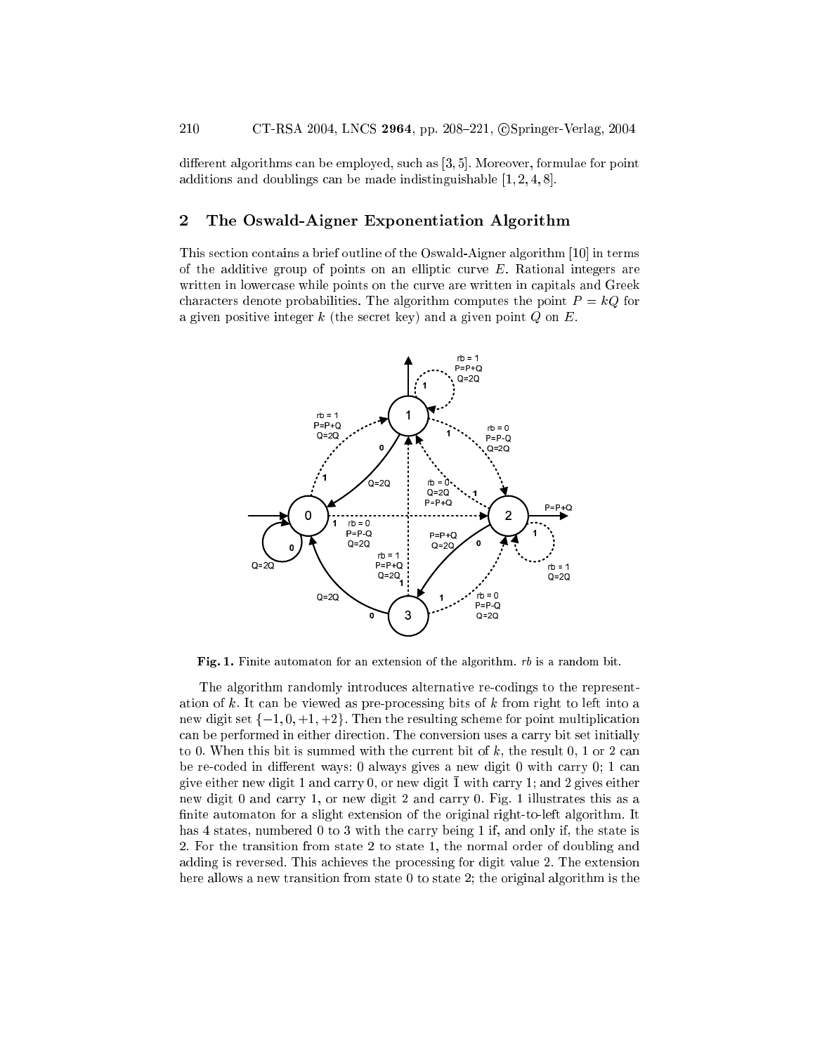different algorithms can be employed, such as [3, 5]. Moreover, formulae for point additions and doublings can be made indistinguishable [1, 2, 4, 8].

## 2 The Oswald-Aigner Exponentiation Algorithm

This section contains a brief outline of the Oswald-Aigner algorithm [10] in terms of the additive group of points on an elliptic curve $E$. Rational integers are written in lowercase while points on the curve are written in capitals and Greek characters denote probabilities. The algorithm computes the point $P = kQ$ for a given positive integer $k$ (the secret key) and a given point $Q$ on $E$.

rb = 1
P=P+Q
Q=2Q
1
rb = 1
P=P+Q
Q=2Q
1
0
1
rb = 0
P=P-Q
Q=2Q
1
Q=2Q
rb = 0
Q=2Q
P=P+Q
1
0
1
rb = 0
P=P-Q
Q=2Q
2
P=P+Q
0
Q=2Q
rb = 1
P=P+Q
Q=2Q
1
P=P+Q
Q=2Q
0
1
rb = 1
Q=2Q
Q=2Q
0
3
1
rb = 0
P=P-Q
Q=2Q

**Fig. 1.** Finite automaton for an extension of the algorithm. *rb* is a random bit.

The algorithm randomly introduces alternative re-codings to the representation of $k$. It can be viewed as pre-processing bits of $k$ from right to left into a new digit set $\{-1, 0, +1, +2\}$. Then the resulting scheme for point multiplication can be performed in either direction. The conversion uses a carry bit set initially to 0. When this bit is summed with the current bit of $k$, the result 0, 1 or 2 can be re-coded in different ways: 0 always gives a new digit 0 with carry 0; 1 can give either new digit 1 and carry 0, or new digit $\bar{1}$ with carry 1; and 2 gives either new digit 0 and carry 1, or new digit 2 and carry 0. Fig. 1 illustrates this as a finite automaton for a slight extension of the original right-to-left algorithm. It has 4 states, numbered 0 to 3 with the carry being 1 if, and only if, the state is 2. For the transition from state 2 to state 1, the normal order of doubling and adding is reversed. This achieves the processing for digit value 2. The extension here allows a new transition from state 0 to state 2; the original algorithm is the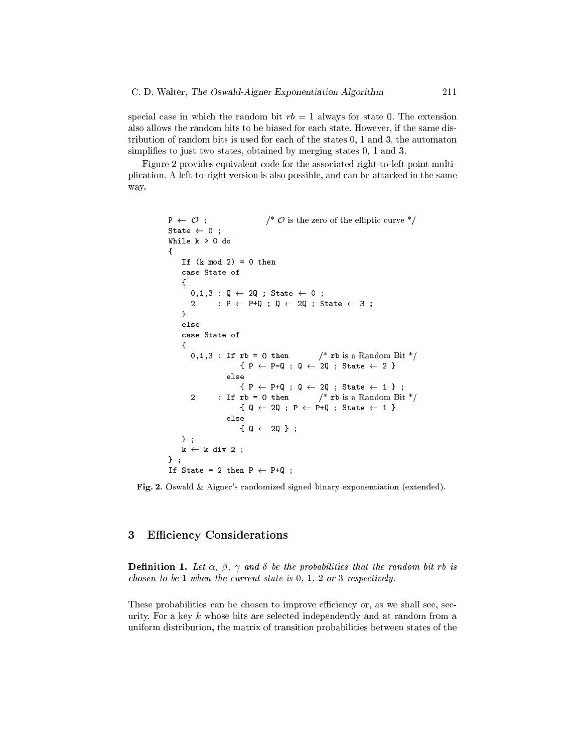special case in which the random bit $rb = 1$ always for state 0. The extension also allows the random bits to be biased for each state. However, if the same distribution of random bits is used for each of the states 0, 1 and 3, the automaton simplifies to just two states, obtained by merging states 0, 1 and 3.

Figure 2 provides equivalent code for the associated right-to-left point multiplication. A left-to-right version is also possible, and can be attacked in the same way.

```
P ← O ;                    /* O is the zero of the elliptic curve */
State ← 0 ;
While k > 0 do
{
   If (k mod 2) = 0 then
   case State of
   {
     0,1,3 : Q ← 2Q ; State ← 0 ;
     2     : P ← P+Q ; Q ← 2Q ; State ← 3 ;
   }
   else
   case State of
   {
     0,1,3 : If rb = 0 then        /* rb is a Random Bit */
                { P ← P-Q ; Q ← 2Q ; State ← 2 }
             else
                { P ← P+Q ; Q ← 2Q ; State ← 1 } ;
     2     : If rb = 0 then        /* rb is a Random Bit */
                { Q ← 2Q ; P ← P+Q ; State ← 1 }
             else
                { Q ← 2Q } ;
   } ;
   k ← k div 2 ;
} ;
If State = 2 then P ← P+Q ;
```

**Fig. 2.** Oswald & Aigner's randomized signed binary exponentiation (extended).

## 3 Efficiency Considerations

**Definition 1.** *Let $\alpha$, $\beta$, $\gamma$ and $\delta$ be the probabilities that the random bit $rb$ is chosen to be 1 when the current state is 0, 1, 2 or 3 respectively.*

These probabilities can be chosen to improve efficiency or, as we shall see, security. For a key $k$ whose bits are selected independently and at random from a uniform distribution, the matrix of transition probabilities between states of the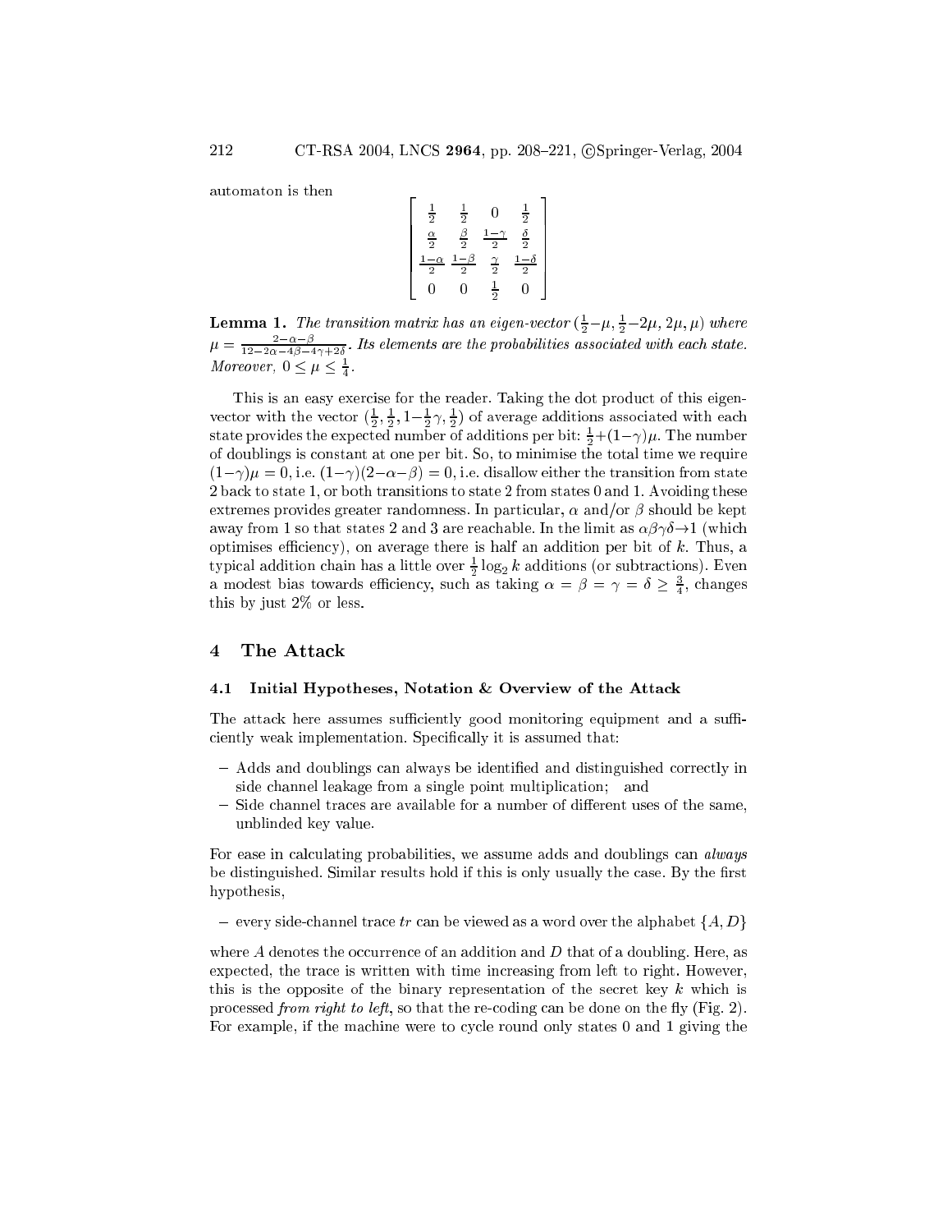automaton is then

$$\begin{bmatrix} \frac{1}{2} & \frac{1}{2} & 0 & \frac{1}{2} \\ \frac{\alpha}{2} & \frac{\beta}{2} & \frac{1-\gamma}{2} & \frac{\delta}{2} \\ \frac{1-\alpha}{2} & \frac{1-\beta}{2} & \frac{\gamma}{2} & \frac{1-\delta}{2} \\ 0 & 0 & \frac{1}{2} & 0 \end{bmatrix}$$

**Lemma 1.** *The transition matrix has an eigen-vector* $(\frac{1}{2}-\mu, \frac{1}{2}-2\mu, 2\mu, \mu)$ *where* $\mu = \frac{2-\alpha-\beta}{12-2\alpha-4\beta-4\gamma+2\delta}$. *Its elements are the probabilities associated with each state. Moreover,* $0 \leq \mu \leq \frac{1}{4}$.

This is an easy exercise for the reader. Taking the dot product of this eigenvector with the vector $(\frac{1}{2}, \frac{1}{2}, 1-\frac{1}{2}\gamma, \frac{1}{2})$ of average additions associated with each state provides the expected number of additions per bit: $\frac{1}{2}+(1-\gamma)\mu$. The number of doublings is constant at one per bit. So, to minimise the total time we require $(1-\gamma)\mu = 0$, i.e. $(1-\gamma)(2-\alpha-\beta) = 0$, i.e. disallow either the transition from state 2 back to state 1, or both transitions to state 2 from states 0 and 1. Avoiding these extremes provides greater randomness. In particular, $\alpha$ and/or $\beta$ should be kept away from 1 so that states 2 and 3 are reachable. In the limit as $\alpha\beta\gamma\delta\to 1$ (which optimises efficiency), on average there is half an addition per bit of $k$. Thus, a typical addition chain has a little over $\frac{1}{2}\log_2 k$ additions (or subtractions). Even a modest bias towards efficiency, such as taking $\alpha = \beta = \gamma = \delta \geq \frac{3}{4}$, changes this by just 2% or less.

## 4 The Attack

### 4.1 Initial Hypotheses, Notation & Overview of the Attack

The attack here assumes sufficiently good monitoring equipment and a sufficiently weak implementation. Specifically it is assumed that:

- Adds and doublings can always be identified and distinguished correctly in side channel leakage from a single point multiplication; and
- Side channel traces are available for a number of different uses of the same, unblinded key value.

For ease in calculating probabilities, we assume adds and doublings can *always* be distinguished. Similar results hold if this is only usually the case. By the first hypothesis,

- every side-channel trace $tr$ can be viewed as a word over the alphabet $\{A, D\}$

where $A$ denotes the occurrence of an addition and $D$ that of a doubling. Here, as expected, the trace is written with time increasing from left to right. However, this is the opposite of the binary representation of the secret key $k$ which is processed *from right to left*, so that the re-coding can be done on the fly (Fig. 2). For example, if the machine were to cycle round only states 0 and 1 giving the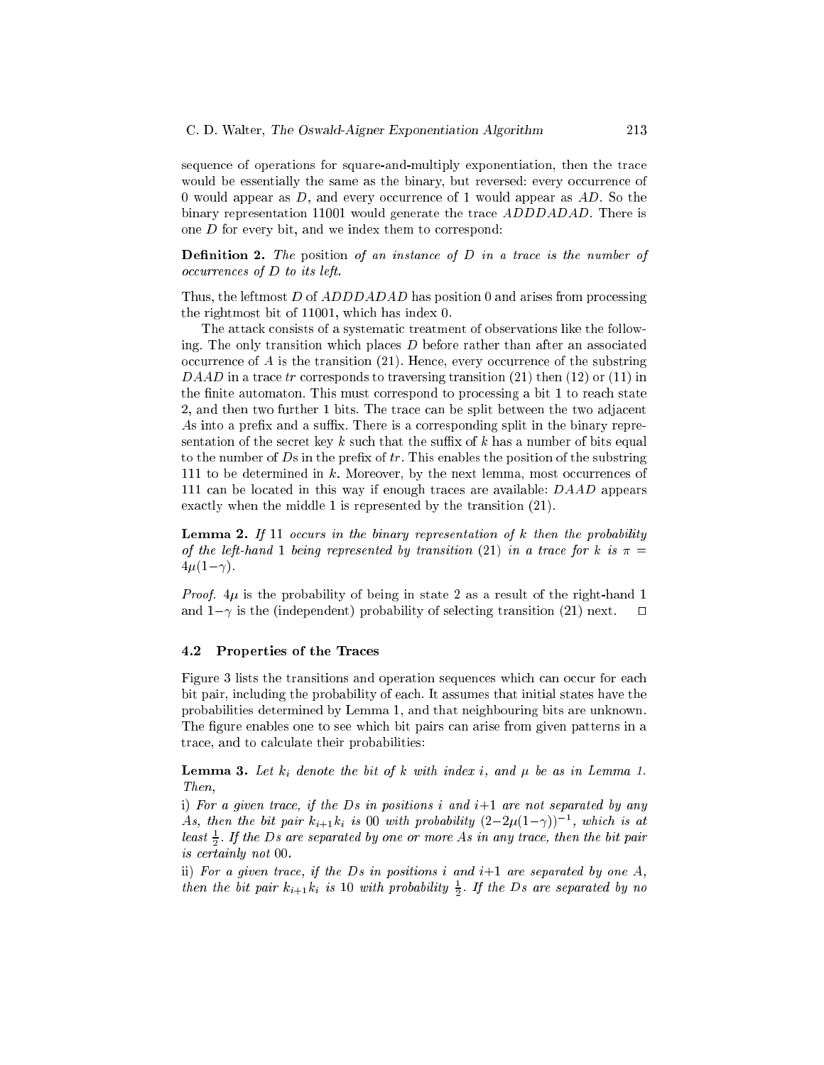sequence of operations for square-and-multiply exponentiation, then the trace would be essentially the same as the binary, but reversed: every occurrence of 0 would appear as $D$, and every occurrence of 1 would appear as $AD$. So the binary representation 11001 would generate the trace $ADDDADAD$. There is one $D$ for every bit, and we index them to correspond:

**Definition 2.** *The* position *of an instance of $D$ in a trace is the number of occurrences of $D$ to its left.*

Thus, the leftmost $D$ of $ADDDADAD$ has position 0 and arises from processing the rightmost bit of 11001, which has index 0.

The attack consists of a systematic treatment of observations like the following. The only transition which places $D$ before rather than after an associated occurrence of $A$ is the transition (21). Hence, every occurrence of the substring $DAAD$ in a trace $tr$ corresponds to traversing transition (21) then (12) or (11) in the finite automaton. This must correspond to processing a bit 1 to reach state 2, and then two further 1 bits. The trace can be split between the two adjacent $A$s into a prefix and a suffix. There is a corresponding split in the binary representation of the secret key $k$ such that the suffix of $k$ has a number of bits equal to the number of $D$s in the prefix of $tr$. This enables the position of the substring 111 to be determined in $k$. Moreover, by the next lemma, most occurrences of 111 can be located in this way if enough traces are available: $DAAD$ appears exactly when the middle 1 is represented by the transition (21).

**Lemma 2.** *If 11 occurs in the binary representation of $k$ then the probability of the left-hand 1 being represented by transition (21) in a trace for $k$ is $\pi = 4\mu(1-\gamma)$.*

*Proof.* $4\mu$ is the probability of being in state 2 as a result of the right-hand 1 and $1-\gamma$ is the (independent) probability of selecting transition (21) next. □

### 4.2 Properties of the Traces

Figure 3 lists the transitions and operation sequences which can occur for each bit pair, including the probability of each. It assumes that initial states have the probabilities determined by Lemma 1, and that neighbouring bits are unknown. The figure enables one to see which bit pairs can arise from given patterns in a trace, and to calculate their probabilities:

**Lemma 3.** *Let $k_i$ denote the bit of $k$ with index $i$, and $\mu$ be as in Lemma 1. Then,*

*i) For a given trace, if the $D$s in positions $i$ and $i+1$ are not separated by any $A$s, then the bit pair $k_{i+1}k_i$ is 00 with probability $(2-2\mu(1-\gamma))^{-1}$, which is at least $\frac{1}{2}$. If the $D$s are separated by one or more $A$s in any trace, then the bit pair is certainly not 00.*

*ii) For a given trace, if the $D$s in positions $i$ and $i+1$ are separated by one $A$, then the bit pair $k_{i+1}k_i$ is 10 with probability $\frac{1}{2}$. If the $D$s are separated by no*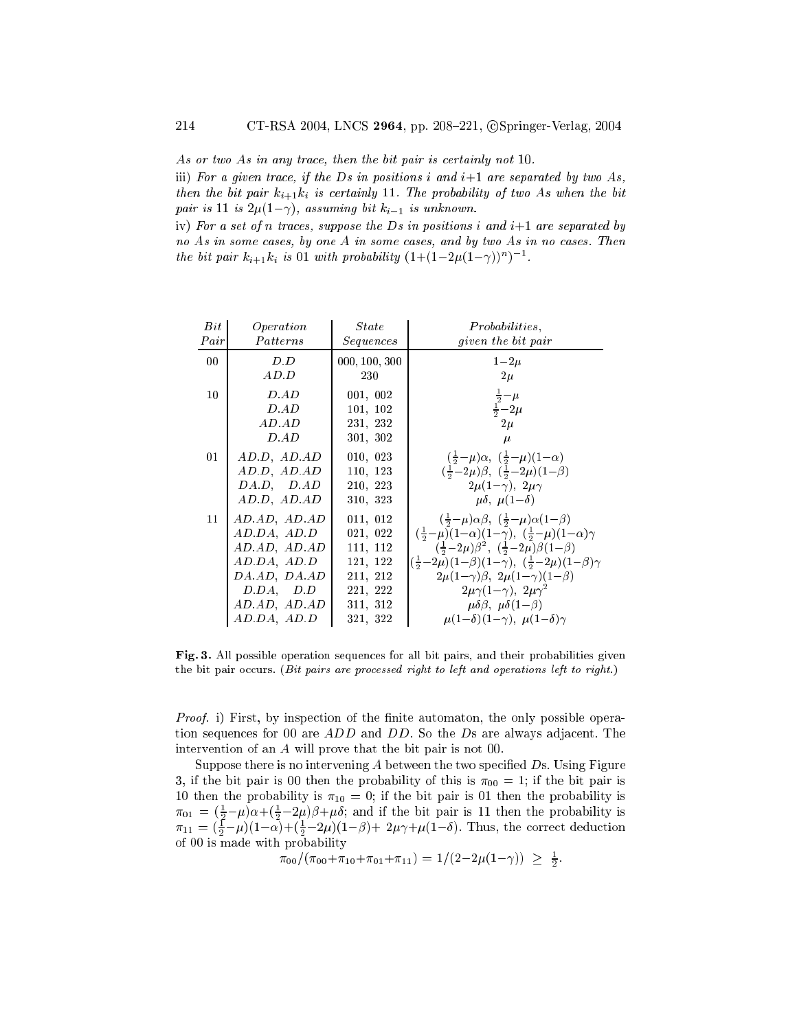*As or two As in any trace, then the bit pair is certainly not* 10.

iii) *For a given trace, if the Ds in positions i and i*+1 *are separated by two As, then the bit pair* $k_{i+1}k_i$ *is certainly* 11. *The probability of two As when the bit pair is* 11 *is* $2\mu(1-\gamma)$, *assuming bit* $k_{i-1}$ *is unknown.*

iv) *For a set of n traces, suppose the Ds in positions i and i*+1 *are separated by no As in some cases, by one A in some cases, and by two As in no cases. Then the bit pair* $k_{i+1}k_i$ *is* 01 *with probability* $(1+(1-2\mu(1-\gamma))^n)^{-1}$.

| *Bit Pair* | *Operation Patterns* | *State Sequences* | *Probabilities, given the bit pair* |
|---|---|---|---|
| 00 | *D.D* | 000, 100, 300 | $1-2\mu$ |
| | *AD.D* | 230 | $2\mu$ |
| 10 | *D.AD* | 001, 002 | $\frac{1}{2}-\mu$ |
| | *D.AD* | 101, 102 | $\frac{1}{2}-2\mu$ |
| | *AD.AD* | 231, 232 | $2\mu$ |
| | *D.AD* | 301, 302 | $\mu$ |
| 01 | *AD.D, AD.AD* | 010, 023 | $(\frac{1}{2}-\mu)\alpha,\ (\frac{1}{2}-\mu)(1-\alpha)$ |
| | *AD.D, AD.AD* | 110, 123 | $(\frac{1}{2}-2\mu)\beta,\ (\frac{1}{2}-2\mu)(1-\beta)$ |
| | *DA.D, D.AD* | 210, 223 | $2\mu(1-\gamma),\ 2\mu\gamma$ |
| | *AD.D, AD.AD* | 310, 323 | $\mu\delta,\ \mu(1-\delta)$ |
| 11 | *AD.AD, AD.AD* | 011, 012 | $(\frac{1}{2}-\mu)\alpha\beta,\ (\frac{1}{2}-\mu)\alpha(1-\beta)$ |
| | *AD.DA, AD.D* | 021, 022 | $(\frac{1}{2}-\mu)(1-\alpha)(1-\gamma),\ (\frac{1}{2}-\mu)(1-\alpha)\gamma$ |
| | *AD.AD, AD.AD* | 111, 112 | $(\frac{1}{2}-2\mu)\beta^2,\ (\frac{1}{2}-2\mu)\beta(1-\beta)$ |
| | *AD.DA, AD.D* | 121, 122 | $(\frac{1}{2}-2\mu)(1-\beta)(1-\gamma),\ (\frac{1}{2}-2\mu)(1-\beta)\gamma$ |
| | *DA.AD, DA.AD* | 211, 212 | $2\mu(1-\gamma)\beta,\ 2\mu(1-\gamma)(1-\beta)$ |
| | *D.DA, D.D* | 221, 222 | $2\mu\gamma(1-\gamma),\ 2\mu\gamma^2$ |
| | *AD.AD, AD.AD* | 311, 312 | $\mu\delta\beta,\ \mu\delta(1-\beta)$ |
| | *AD.DA, AD.D* | 321, 322 | $\mu(1-\delta)(1-\gamma),\ \mu(1-\delta)\gamma$ |

**Fig. 3.** All possible operation sequences for all bit pairs, and their probabilities given the bit pair occurs. (*Bit pairs are processed right to left and operations left to right.*)

*Proof.* i) First, by inspection of the finite automaton, the only possible operation sequences for 00 are *ADD* and *DD*. So the *D*s are always adjacent. The intervention of an *A* will prove that the bit pair is not 00.

Suppose there is no intervening *A* between the two specified *D*s. Using Figure 3, if the bit pair is 00 then the probability of this is $\pi_{00} = 1$; if the bit pair is 10 then the probability is $\pi_{10} = 0$; if the bit pair is 01 then the probability is $\pi_{01} = (\frac{1}{2}-\mu)\alpha+(\frac{1}{2}-2\mu)\beta+\mu\delta$; and if the bit pair is 11 then the probability is $\pi_{11} = (\frac{1}{2}-\mu)(1-\alpha)+(\frac{1}{2}-2\mu)(1-\beta)+ 2\mu\gamma+\mu(1-\delta)$. Thus, the correct deduction of 00 is made with probability

$$\pi_{00}/(\pi_{00}+\pi_{10}+\pi_{01}+\pi_{11}) = 1/(2-2\mu(1-\gamma)) \ \geq\ \tfrac{1}{2}.$$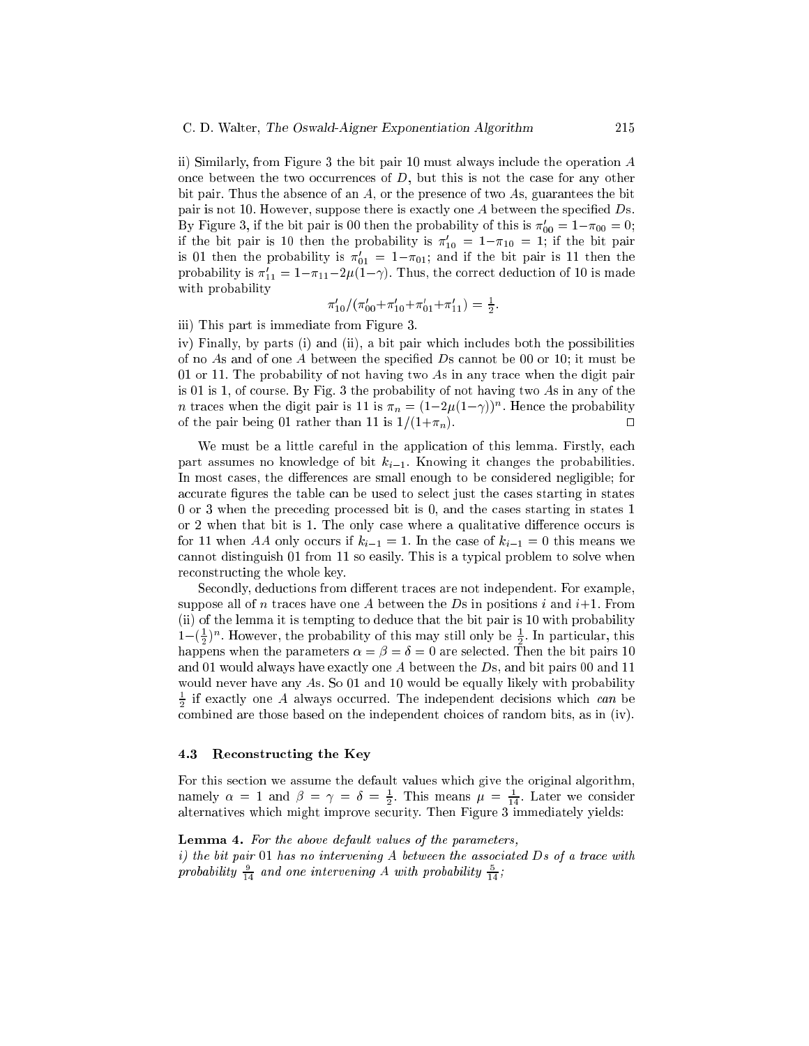ii) Similarly, from Figure 3 the bit pair 10 must always include the operation $A$ once between the two occurrences of $D$, but this is not the case for any other bit pair. Thus the absence of an $A$, or the presence of two $A$s, guarantees the bit pair is not 10. However, suppose there is exactly one $A$ between the specified $D$s. By Figure 3, if the bit pair is 00 then the probability of this is $\pi'_{00} = 1 - \pi_{00} = 0$; if the bit pair is 10 then the probability is $\pi'_{10} = 1 - \pi_{10} = 1$; if the bit pair is 01 then the probability is $\pi'_{01} = 1 - \pi_{01}$; and if the bit pair is 11 then the probability is $\pi'_{11} = 1 - \pi_{11} - 2\mu(1-\gamma)$. Thus, the correct deduction of 10 is made with probability

$$\pi'_{10}/(\pi'_{00}+\pi'_{10}+\pi'_{01}+\pi'_{11}) = \tfrac{1}{2}.$$

iii) This part is immediate from Figure 3.

iv) Finally, by parts (i) and (ii), a bit pair which includes both the possibilities of no $A$s and of one $A$ between the specified $D$s cannot be 00 or 10; it must be 01 or 11. The probability of not having two $A$s in any trace when the digit pair is 01 is 1, of course. By Fig. 3 the probability of not having two $A$s in any of the $n$ traces when the digit pair is 11 is $\pi_n = (1-2\mu(1-\gamma))^n$. Hence the probability of the pair being 01 rather than 11 is $1/(1+\pi_n)$. □

We must be a little careful in the application of this lemma. Firstly, each part assumes no knowledge of bit $k_{i-1}$. Knowing it changes the probabilities. In most cases, the differences are small enough to be considered negligible; for accurate figures the table can be used to select just the cases starting in states 0 or 3 when the preceding processed bit is 0, and the cases starting in states 1 or 2 when that bit is 1. The only case where a qualitative difference occurs is for 11 when $AA$ only occurs if $k_{i-1} = 1$. In the case of $k_{i-1} = 0$ this means we cannot distinguish 01 from 11 so easily. This is a typical problem to solve when reconstructing the whole key.

Secondly, deductions from different traces are not independent. For example, suppose all of $n$ traces have one $A$ between the $D$s in positions $i$ and $i+1$. From (ii) of the lemma it is tempting to deduce that the bit pair is 10 with probability $1-(\frac{1}{2})^n$. However, the probability of this may still only be $\frac{1}{2}$. In particular, this happens when the parameters $\alpha = \beta = \delta = 0$ are selected. Then the bit pairs 10 and 01 would always have exactly one $A$ between the $D$s, and bit pairs 00 and 11 would never have any $A$s. So 01 and 10 would be equally likely with probability $\frac{1}{2}$ if exactly one $A$ always occurred. The independent decisions which *can* be combined are those based on the independent choices of random bits, as in (iv).

### 4.3 Reconstructing the Key

For this section we assume the default values which give the original algorithm, namely $\alpha = 1$ and $\beta = \gamma = \delta = \frac{1}{2}$. This means $\mu = \frac{1}{14}$. Later we consider alternatives which might improve security. Then Figure 3 immediately yields:

**Lemma 4.** *For the above default values of the parameters,*
*i) the bit pair 01 has no intervening $A$ between the associated $D$s of a trace with probability $\frac{9}{14}$ and one intervening $A$ with probability $\frac{5}{14}$;*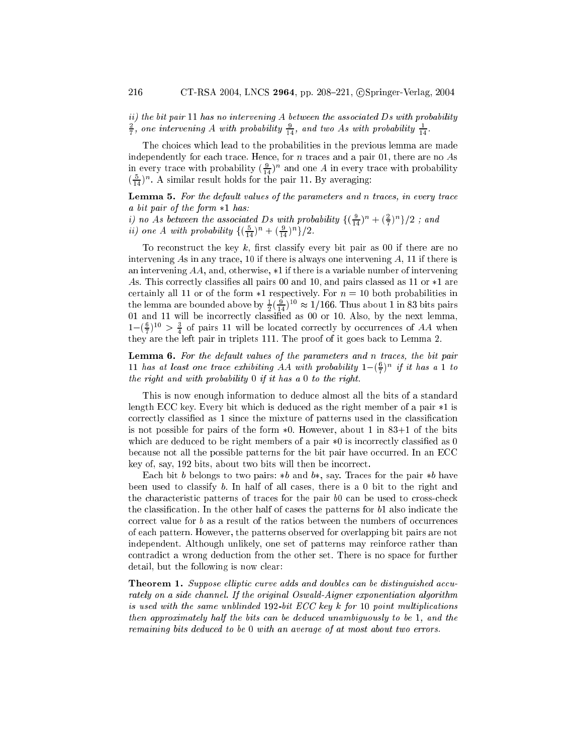*ii) the bit pair* 11 *has no intervening* $A$ *between the associated* $D$*s with probability* $\frac{2}{7}$*, one intervening* $A$ *with probability* $\frac{9}{14}$*, and two* $A$*s with probability* $\frac{1}{14}$*.*

The choices which lead to the probabilities in the previous lemma are made independently for each trace. Hence, for $n$ traces and a pair 01, there are no $A$s in every trace with probability $(\frac{9}{14})^n$ and one $A$ in every trace with probability $(\frac{5}{14})^n$. A similar result holds for the pair 11. By averaging:

**Lemma 5.** *For the default values of the parameters and* $n$ *traces, in every trace a bit pair of the form* $*1$ *has:*
*i) no* $A$*s between the associated* $D$*s with probability* $\{(\frac{9}{14})^n + (\frac{2}{7})^n\}/2$ *; and*
*ii) one* $A$ *with probability* $\{(\frac{5}{14})^n + (\frac{9}{14})^n\}/2$*.*

To reconstruct the key $k$, first classify every bit pair as 00 if there are no intervening $A$s in any trace, 10 if there is always one intervening $A$, 11 if there is an intervening $AA$, and, otherwise, $*1$ if there is a variable number of intervening $A$s. This correctly classifies all pairs 00 and 10, and pairs classed as 11 or $*1$ are certainly all 11 or of the form $*1$ respectively. For $n = 10$ both probabilities in the lemma are bounded above by $\frac{1}{2}(\frac{9}{14})^{10} \approx 1/166$. Thus about 1 in 83 bits pairs 01 and 11 will be incorrectly classified as 00 or 10. Also, by the next lemma, $1-(\frac{6}{7})^{10} > \frac{3}{4}$ of pairs 11 will be located correctly by occurrences of $AA$ when they are the left pair in triplets 111. The proof of it goes back to Lemma 2.

**Lemma 6.** *For the default values of the parameters and* $n$ *traces, the bit pair* 11 *has at least one trace exhibiting* $AA$ *with probability* $1-(\frac{6}{7})^n$ *if it has a* 1 *to the right and with probability* 0 *if it has a* 0 *to the right.*

This is now enough information to deduce almost all the bits of a standard length ECC key. Every bit which is deduced as the right member of a pair $*1$ is correctly classified as 1 since the mixture of patterns used in the classification is not possible for pairs of the form $*0$. However, about 1 in 83+1 of the bits which are deduced to be right members of a pair $*0$ is incorrectly classified as 0 because not all the possible patterns for the bit pair have occurred. In an ECC key of, say, 192 bits, about two bits will then be incorrect.

Each bit $b$ belongs to two pairs: $*b$ and $b*$, say. Traces for the pair $*b$ have been used to classify $b$. In half of all cases, there is a 0 bit to the right and the characteristic patterns of traces for the pair $b0$ can be used to cross-check the classification. In the other half of cases the patterns for $b1$ also indicate the correct value for $b$ as a result of the ratios between the numbers of occurrences of each pattern. However, the patterns observed for overlapping bit pairs are not independent. Although unlikely, one set of patterns may reinforce rather than contradict a wrong deduction from the other set. There is no space for further detail, but the following is now clear:

**Theorem 1.** *Suppose elliptic curve adds and doubles can be distinguished accurately on a side channel. If the original Oswald-Aigner exponentiation algorithm is used with the same unblinded* 192*-bit ECC key* $k$ *for* 10 *point multiplications then approximately half the bits can be deduced unambiguously to be* 1*, and the remaining bits deduced to be* 0 *with an average of at most about two errors.*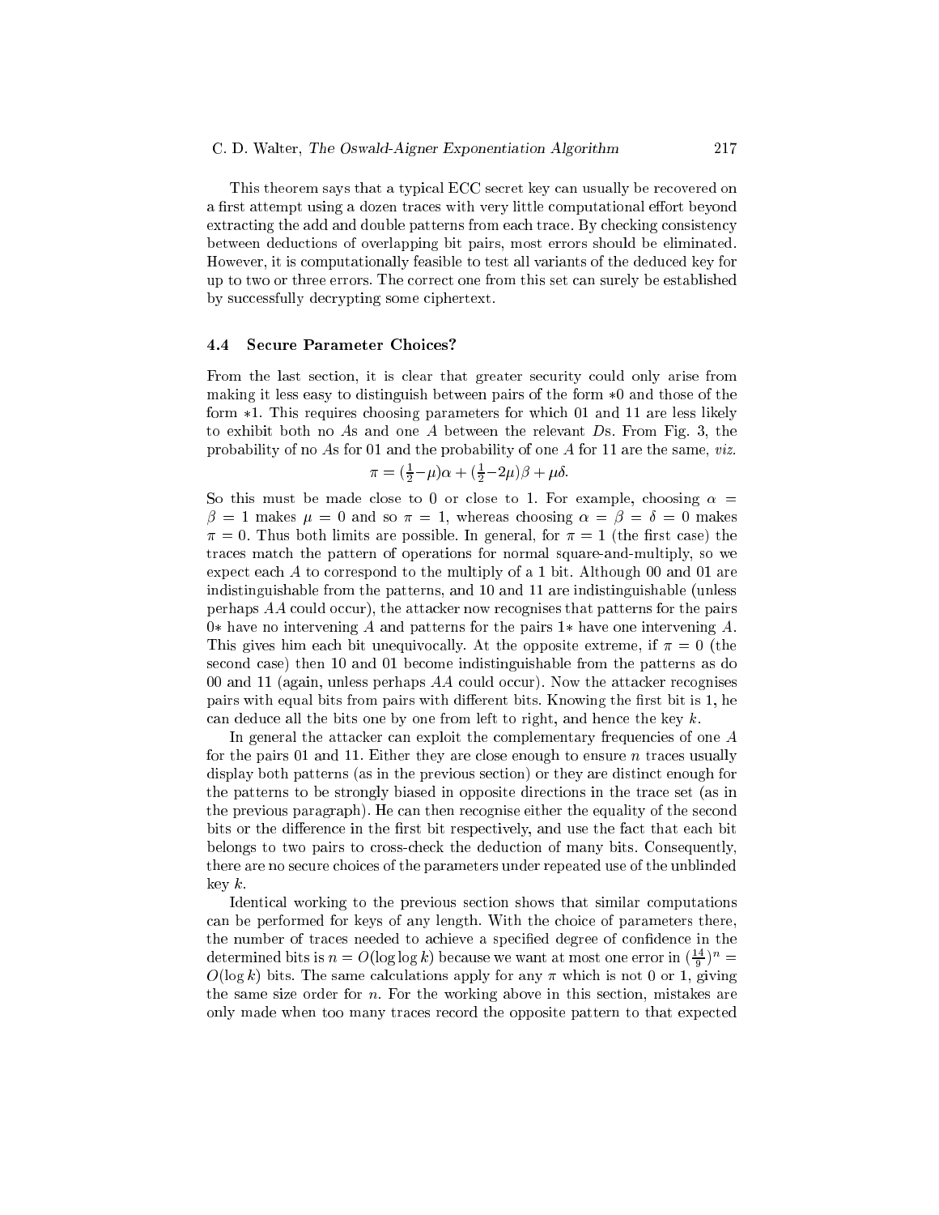This theorem says that a typical ECC secret key can usually be recovered on a first attempt using a dozen traces with very little computational effort beyond extracting the add and double patterns from each trace. By checking consistency between deductions of overlapping bit pairs, most errors should be eliminated. However, it is computationally feasible to test all variants of the deduced key for up to two or three errors. The correct one from this set can surely be established by successfully decrypting some ciphertext.

### 4.4 Secure Parameter Choices?

From the last section, it is clear that greater security could only arise from making it less easy to distinguish between pairs of the form $*0$ and those of the form $*1$. This requires choosing parameters for which 01 and 11 are less likely to exhibit both no $A$s and one $A$ between the relevant $D$s. From Fig. 3, the probability of no $A$s for 01 and the probability of one $A$ for 11 are the same, *viz.*

$$\pi = (\tfrac{1}{2}-\mu)\alpha + (\tfrac{1}{2}-2\mu)\beta + \mu\delta.$$

So this must be made close to 0 or close to 1. For example, choosing $\alpha = \beta = 1$ makes $\mu = 0$ and so $\pi = 1$, whereas choosing $\alpha = \beta = \delta = 0$ makes $\pi = 0$. Thus both limits are possible. In general, for $\pi = 1$ (the first case) the traces match the pattern of operations for normal square-and-multiply, so we expect each $A$ to correspond to the multiply of a 1 bit. Although 00 and 01 are indistinguishable from the patterns, and 10 and 11 are indistinguishable (unless perhaps $AA$ could occur), the attacker now recognises that patterns for the pairs $0*$ have no intervening $A$ and patterns for the pairs $1*$ have one intervening $A$. This gives him each bit unequivocally. At the opposite extreme, if $\pi = 0$ (the second case) then 10 and 01 become indistinguishable from the patterns as do 00 and 11 (again, unless perhaps $AA$ could occur). Now the attacker recognises pairs with equal bits from pairs with different bits. Knowing the first bit is 1, he can deduce all the bits one by one from left to right, and hence the key $k$.

In general the attacker can exploit the complementary frequencies of one $A$ for the pairs 01 and 11. Either they are close enough to ensure $n$ traces usually display both patterns (as in the previous section) or they are distinct enough for the patterns to be strongly biased in opposite directions in the trace set (as in the previous paragraph). He can then recognise either the equality of the second bits or the difference in the first bit respectively, and use the fact that each bit belongs to two pairs to cross-check the deduction of many bits. Consequently, there are no secure choices of the parameters under repeated use of the unblinded key $k$.

Identical working to the previous section shows that similar computations can be performed for keys of any length. With the choice of parameters there, the number of traces needed to achieve a specified degree of confidence in the determined bits is $n = O(\log\log k)$ because we want at most one error in $(\frac{14}{9})^n = O(\log k)$ bits. The same calculations apply for any $\pi$ which is not 0 or 1, giving the same size order for $n$. For the working above in this section, mistakes are only made when too many traces record the opposite pattern to that expected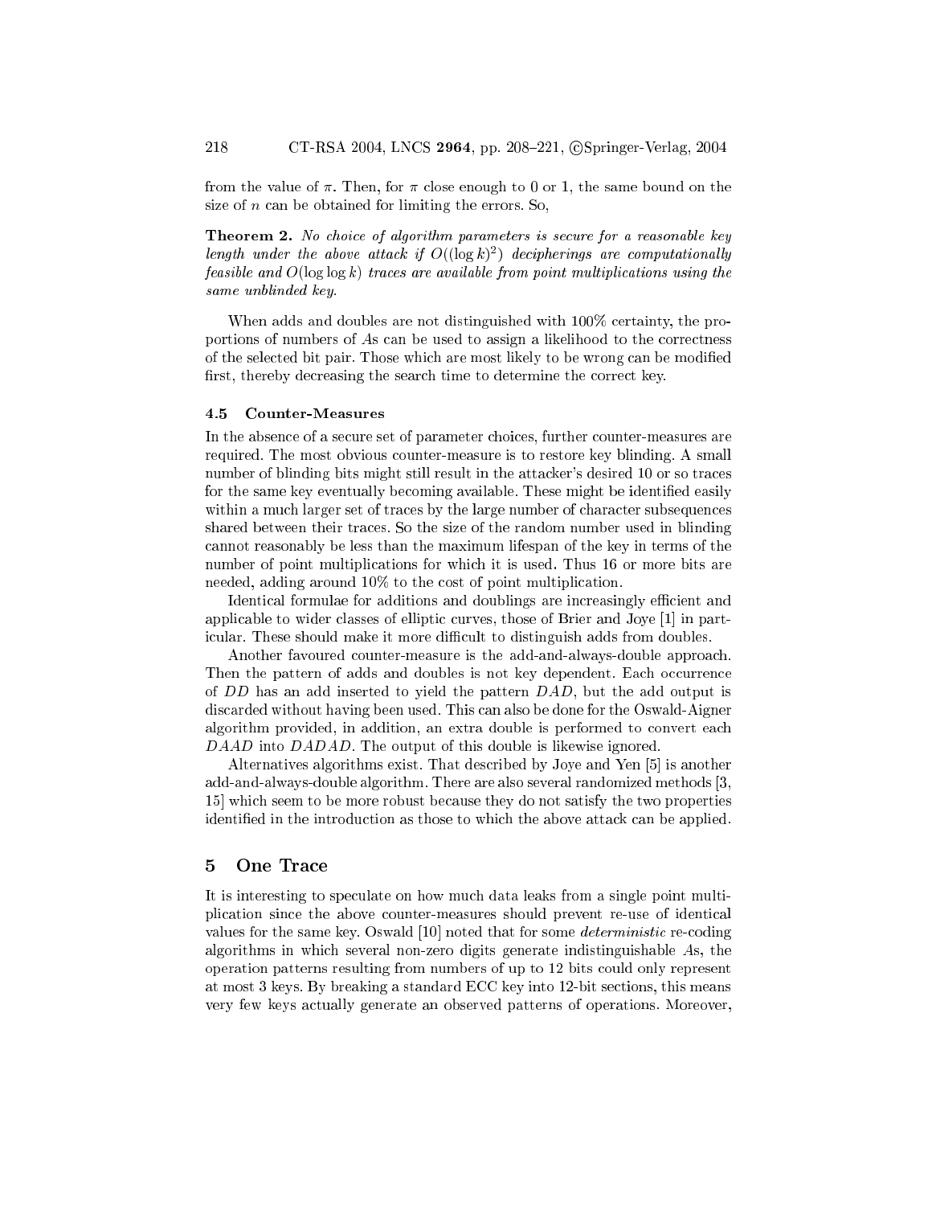from the value of $\pi$. Then, for $\pi$ close enough to 0 or 1, the same bound on the size of $n$ can be obtained for limiting the errors. So,

**Theorem 2.** *No choice of algorithm parameters is secure for a reasonable key length under the above attack if $O((\log k)^2)$ decipherings are computationally feasible and $O(\log\log k)$ traces are available from point multiplications using the same unblinded key.*

When adds and doubles are not distinguished with 100% certainty, the proportions of numbers of $A$s can be used to assign a likelihood to the correctness of the selected bit pair. Those which are most likely to be wrong can be modified first, thereby decreasing the search time to determine the correct key.

### 4.5 Counter-Measures

In the absence of a secure set of parameter choices, further counter-measures are required. The most obvious counter-measure is to restore key blinding. A small number of blinding bits might still result in the attacker's desired 10 or so traces for the same key eventually becoming available. These might be identified easily within a much larger set of traces by the large number of character subsequences shared between their traces. So the size of the random number used in blinding cannot reasonably be less than the maximum lifespan of the key in terms of the number of point multiplications for which it is used. Thus 16 or more bits are needed, adding around 10% to the cost of point multiplication.

Identical formulae for additions and doublings are increasingly efficient and applicable to wider classes of elliptic curves, those of Brier and Joye [1] in particular. These should make it more difficult to distinguish adds from doubles.

Another favoured counter-measure is the add-and-always-double approach. Then the pattern of adds and doubles is not key dependent. Each occurrence of $DD$ has an add inserted to yield the pattern $DAD$, but the add output is discarded without having been used. This can also be done for the Oswald-Aigner algorithm provided, in addition, an extra double is performed to convert each $DAAD$ into $DADAD$. The output of this double is likewise ignored.

Alternatives algorithms exist. That described by Joye and Yen [5] is another add-and-always-double algorithm. There are also several randomized methods [3, 15] which seem to be more robust because they do not satisfy the two properties identified in the introduction as those to which the above attack can be applied.

## 5 One Trace

It is interesting to speculate on how much data leaks from a single point multiplication since the above counter-measures should prevent re-use of identical values for the same key. Oswald [10] noted that for some *deterministic* re-coding algorithms in which several non-zero digits generate indistinguishable $A$s, the operation patterns resulting from numbers of up to 12 bits could only represent at most 3 keys. By breaking a standard ECC key into 12-bit sections, this means very few keys actually generate an observed patterns of operations. Moreover,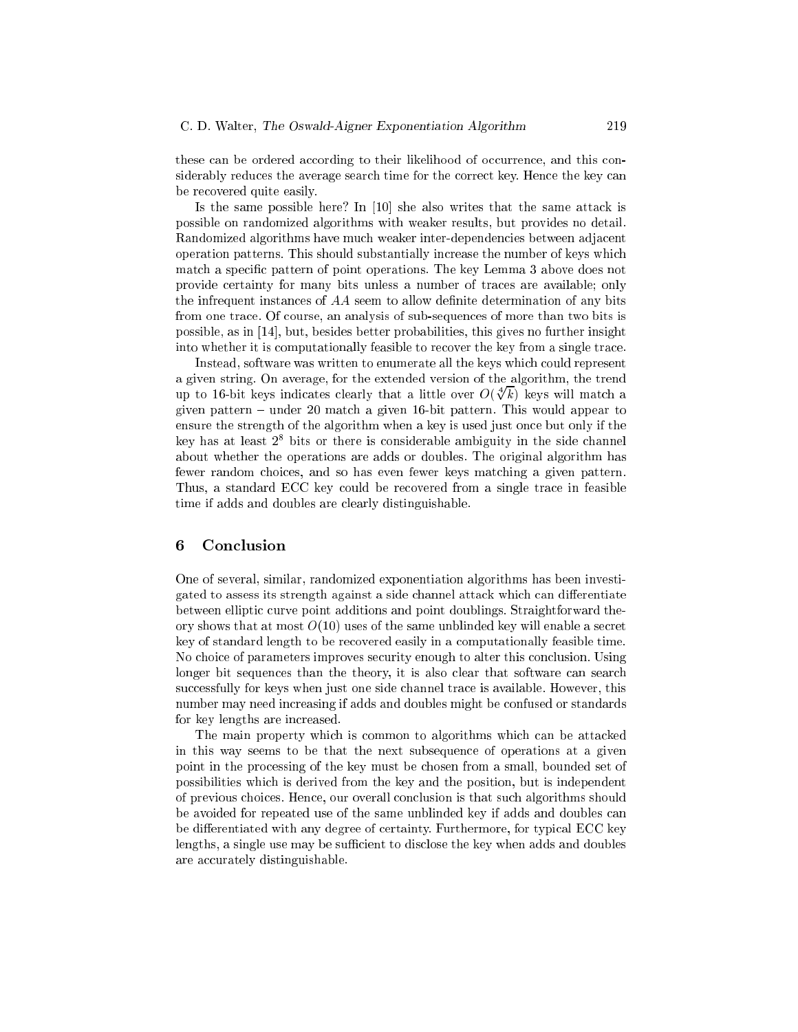these can be ordered according to their likelihood of occurrence, and this considerably reduces the average search time for the correct key. Hence the key can be recovered quite easily.

Is the same possible here? In [10] she also writes that the same attack is possible on randomized algorithms with weaker results, but provides no detail. Randomized algorithms have much weaker inter-dependencies between adjacent operation patterns. This should substantially increase the number of keys which match a specific pattern of point operations. The key Lemma 3 above does not provide certainty for many bits unless a number of traces are available; only the infrequent instances of $AA$ seem to allow definite determination of any bits from one trace. Of course, an analysis of sub-sequences of more than two bits is possible, as in [14], but, besides better probabilities, this gives no further insight into whether it is computationally feasible to recover the key from a single trace.

Instead, software was written to enumerate all the keys which could represent a given string. On average, for the extended version of the algorithm, the trend up to 16-bit keys indicates clearly that a little over $O(\sqrt[4]{k})$ keys will match a given pattern – under 20 match a given 16-bit pattern. This would appear to ensure the strength of the algorithm when a key is used just once but only if the key has at least $2^8$ bits or there is considerable ambiguity in the side channel about whether the operations are adds or doubles. The original algorithm has fewer random choices, and so has even fewer keys matching a given pattern. Thus, a standard ECC key could be recovered from a single trace in feasible time if adds and doubles are clearly distinguishable.

## 6 Conclusion

One of several, similar, randomized exponentiation algorithms has been investigated to assess its strength against a side channel attack which can differentiate between elliptic curve point additions and point doublings. Straightforward theory shows that at most $O(10)$ uses of the same unblinded key will enable a secret key of standard length to be recovered easily in a computationally feasible time. No choice of parameters improves security enough to alter this conclusion. Using longer bit sequences than the theory, it is also clear that software can search successfully for keys when just one side channel trace is available. However, this number may need increasing if adds and doubles might be confused or standards for key lengths are increased.

The main property which is common to algorithms which can be attacked in this way seems to be that the next subsequence of operations at a given point in the processing of the key must be chosen from a small, bounded set of possibilities which is derived from the key and the position, but is independent of previous choices. Hence, our overall conclusion is that such algorithms should be avoided for repeated use of the same unblinded key if adds and doubles can be differentiated with any degree of certainty. Furthermore, for typical ECC key lengths, a single use may be sufficient to disclose the key when adds and doubles are accurately distinguishable.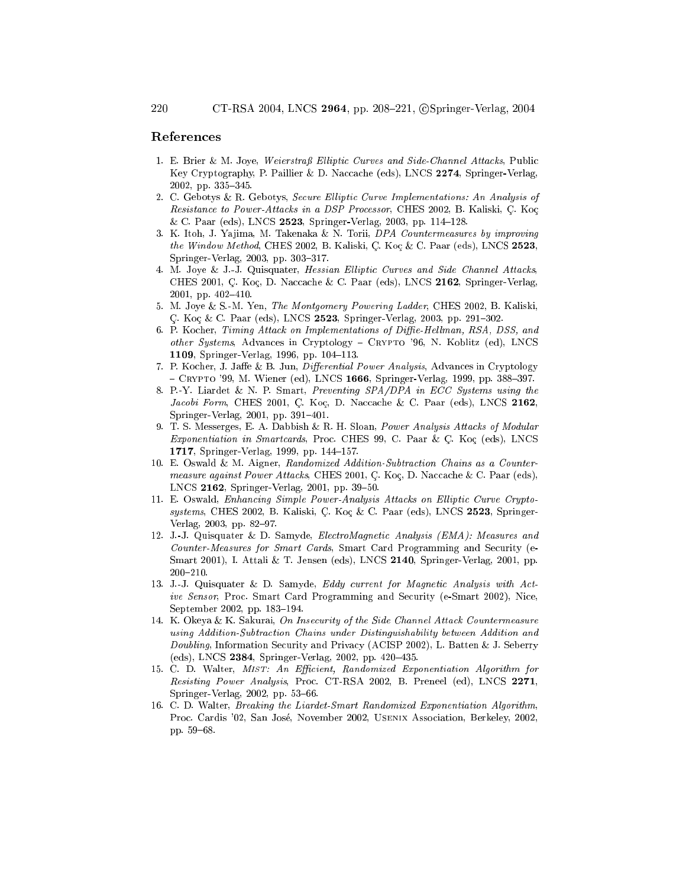## References

1. E. Brier & M. Joye, *Weierstraß Elliptic Curves and Side-Channel Attacks*, Public Key Cryptography, P. Paillier & D. Naccache (eds), LNCS **2274**, Springer-Verlag, 2002, pp. 335–345.
2. C. Gebotys & R. Gebotys, *Secure Elliptic Curve Implementations: An Analysis of Resistance to Power-Attacks in a DSP Processor*, CHES 2002, B. Kaliski, Ç. Koç & C. Paar (eds), LNCS **2523**, Springer-Verlag, 2003, pp. 114–128.
3. K. Itoh, J. Yajima, M. Takenaka & N. Torii, *DPA Countermeasures by improving the Window Method*, CHES 2002, B. Kaliski, Ç. Koç & C. Paar (eds), LNCS **2523**, Springer-Verlag, 2003, pp. 303–317.
4. M. Joye & J.-J. Quisquater, *Hessian Elliptic Curves and Side Channel Attacks*, CHES 2001, Ç. Koç, D. Naccache & C. Paar (eds), LNCS **2162**, Springer-Verlag, 2001, pp. 402–410.
5. M. Joye & S.-M. Yen, *The Montgomery Powering Ladder*, CHES 2002, B. Kaliski, Ç. Koç & C. Paar (eds), LNCS **2523**, Springer-Verlag, 2003, pp. 291–302.
6. P. Kocher, *Timing Attack on Implementations of Diffie-Hellman, RSA, DSS, and other Systems*, Advances in Cryptology – Crypto '96, N. Koblitz (ed), LNCS **1109**, Springer-Verlag, 1996, pp. 104–113.
7. P. Kocher, J. Jaffe & B. Jun, *Differential Power Analysis*, Advances in Cryptology – Crypto '99, M. Wiener (ed), LNCS **1666**, Springer-Verlag, 1999, pp. 388–397.
8. P.-Y. Liardet & N. P. Smart, *Preventing SPA/DPA in ECC Systems using the Jacobi Form*, CHES 2001, Ç. Koç, D. Naccache & C. Paar (eds), LNCS **2162**, Springer-Verlag, 2001, pp. 391–401.
9. T. S. Messerges, E. A. Dabbish & R. H. Sloan, *Power Analysis Attacks of Modular Exponentiation in Smartcards*, Proc. CHES 99, C. Paar & Ç. Koç (eds), LNCS **1717**, Springer-Verlag, 1999, pp. 144–157.
10. E. Oswald & M. Aigner, *Randomized Addition-Subtraction Chains as a Countermeasure against Power Attacks*, CHES 2001, Ç. Koç, D. Naccache & C. Paar (eds), LNCS **2162**, Springer-Verlag, 2001, pp. 39–50.
11. E. Oswald, *Enhancing Simple Power-Analysis Attacks on Elliptic Curve Cryptosystems*, CHES 2002, B. Kaliski, Ç. Koç & C. Paar (eds), LNCS **2523**, Springer-Verlag, 2003, pp. 82–97.
12. J.-J. Quisquater & D. Samyde, *ElectroMagnetic Analysis (EMA): Measures and Counter-Measures for Smart Cards*, Smart Card Programming and Security (e-Smart 2001), I. Attali & T. Jensen (eds), LNCS **2140**, Springer-Verlag, 2001, pp. 200–210.
13. J.-J. Quisquater & D. Samyde, *Eddy current for Magnetic Analysis with Active Sensor*, Proc. Smart Card Programming and Security (e-Smart 2002), Nice, September 2002, pp. 183–194.
14. K. Okeya & K. Sakurai, *On Insecurity of the Side Channel Attack Countermeasure using Addition-Subtraction Chains under Distinguishability between Addition and Doubling*, Information Security and Privacy (ACISP 2002), L. Batten & J. Seberry (eds), LNCS **2384**, Springer-Verlag, 2002, pp. 420–435.
15. C. D. Walter, *Mist: An Efficient, Randomized Exponentiation Algorithm for Resisting Power Analysis*, Proc. CT-RSA 2002, B. Preneel (ed), LNCS **2271**, Springer-Verlag, 2002, pp. 53–66.
16. C. D. Walter, *Breaking the Liardet-Smart Randomized Exponentiation Algorithm*, Proc. Cardis '02, San José, November 2002, Usenix Association, Berkeley, 2002, pp. 59–68.